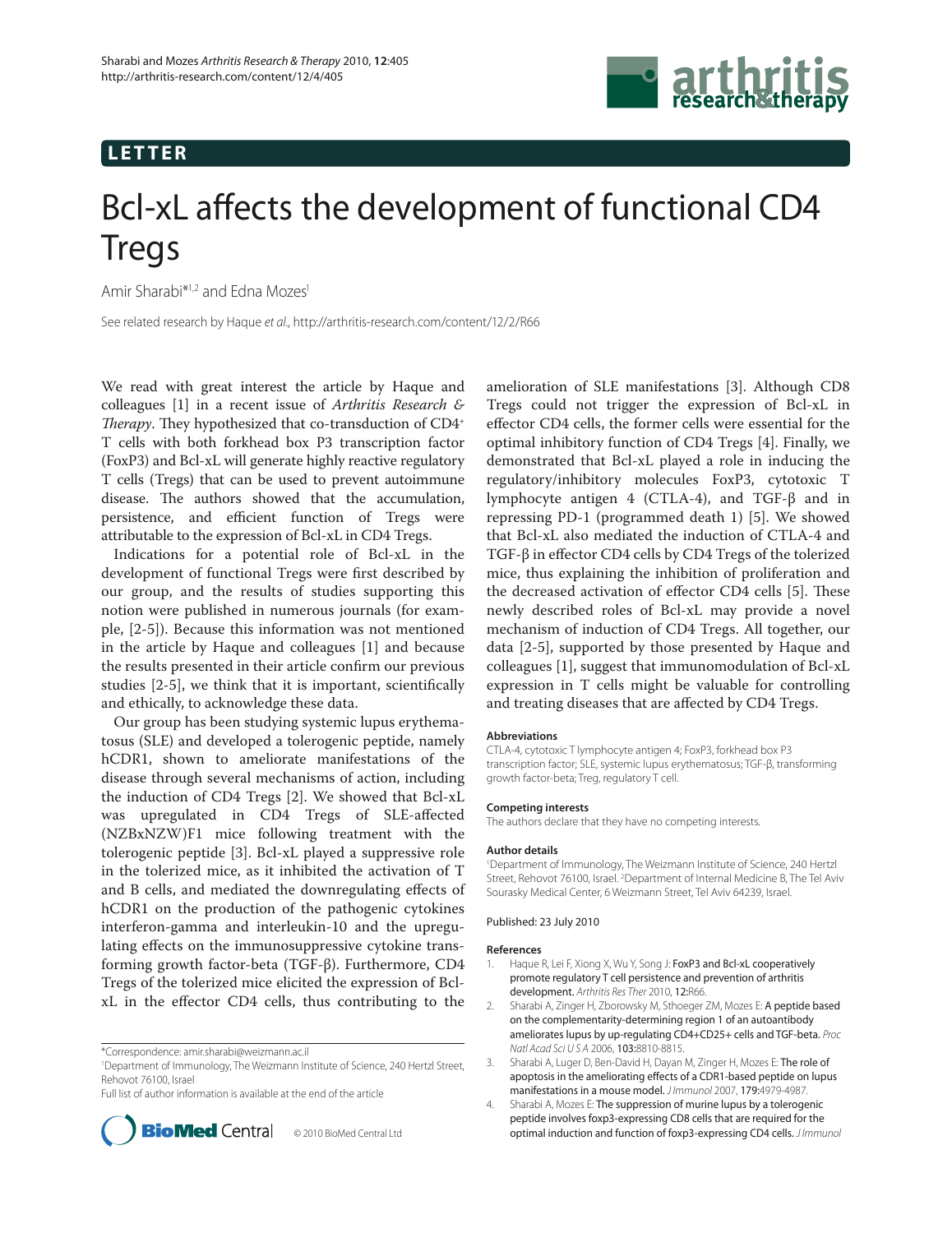LETTER

# Bcl-xL affects the development of functional CD4 Tregs

Amir Sharabi*[1,2] and Edna Mozes[1]

See related research by Haque *et al*., http://arthritis-research.com/content/12/2/R66

We read with great interest the article by Haque and colleagues [1] in a recent issue of *Arthritis Research & Therapy*. They hypothesized that co-transduction of CD4$^+$ T cells with both forkhead box P3 transcription factor (FoxP3) and Bcl-xL will generate highly reactive regulatory T cells (Tregs) that can be used to prevent autoimmune disease. The authors showed that the accumulation, persistence, and efficient function of Tregs were attributable to the expression of Bcl-xL in CD4 Tregs.

Indications for a potential role of Bcl-xL in the development of functional Tregs were first described by our group, and the results of studies supporting this notion were published in numerous journals (for example, [2-5]). Because this information was not mentioned in the article by Haque and colleagues [1] and because the results presented in their article confirm our previous studies [2-5], we think that it is important, scientifically and ethically, to acknowledge these data.

Our group has been studying systemic lupus erythematosus (SLE) and developed a tolerogenic peptide, namely hCDR1, shown to ameliorate manifestations of the disease through several mechanisms of action, including the induction of CD4 Tregs [2]. We showed that Bcl-xL was upregulated in CD4 Tregs of SLE-affected (NZBxNZW)F1 mice following treatment with the tolerogenic peptide [3]. Bcl-xL played a suppressive role in the tolerized mice, as it inhibited the activation of T and B cells, and mediated the downregulating effects of hCDR1 on the production of the pathogenic cytokines interferon-gamma and interleukin-10 and the upregulating effects on the immunosuppressive cytokine transforming growth factor-beta (TGF-β). Furthermore, CD4 Tregs of the tolerized mice elicited the expression of Bcl-xL in the effector CD4 cells, thus contributing to the amelioration of SLE manifestations [3]. Although CD8 Tregs could not trigger the expression of Bcl-xL in effector CD4 cells, the former cells were essential for the optimal inhibitory function of CD4 Tregs [4]. Finally, we demonstrated that Bcl-xL played a role in inducing the regulatory/inhibitory molecules FoxP3, cytotoxic T lymphocyte antigen 4 (CTLA-4), and TGF-β and in repressing PD-1 (programmed death 1) [5]. We showed that Bcl-xL also mediated the induction of CTLA-4 and TGF-β in effector CD4 cells by CD4 Tregs of the tolerized mice, thus explaining the inhibition of proliferation and the decreased activation of effector CD4 cells [5]. These newly described roles of Bcl-xL may provide a novel mechanism of induction of CD4 Tregs. All together, our data [2-5], supported by those presented by Haque and colleagues [1], suggest that immunomodulation of Bcl-xL expression in T cells might be valuable for controlling and treating diseases that are affected by CD4 Tregs.

#### Abbreviations

CTLA-4, cytotoxic T lymphocyte antigen 4; FoxP3, forkhead box P3 transcription factor; SLE, systemic lupus erythematosus; TGF-β, transforming growth factor-beta; Treg, regulatory T cell.

#### Competing interests

The authors declare that they have no competing interests.

#### Author details

[1]Department of Immunology, The Weizmann Institute of Science, 240 Hertzl Street, Rehovot 76100, Israel. [2]Department of Internal Medicine B, The Tel Aviv Sourasky Medical Center, 6 Weizmann Street, Tel Aviv 64239, Israel.

Published: 23 July 2010

#### References

1. Haque R, Lei F, Xiong X, Wu Y, Song J: **FoxP3 and Bcl-xL cooperatively promote regulatory T cell persistence and prevention of arthritis development.** *Arthritis Res Ther* 2010, **12**:R66.
2. Sharabi A, Zinger H, Zborowsky M, Sthoeger ZM, Mozes E: **A peptide based on the complementarity-determining region 1 of an autoantibody ameliorates lupus by up-regulating CD4+CD25+ cells and TGF-beta.** *Proc Natl Acad Sci U S A* 2006, **103**:8810-8815.
3. Sharabi A, Luger D, Ben-David H, Dayan M, Zinger H, Mozes E: **The role of apoptosis in the ameliorating effects of a CDR1-based peptide on lupus manifestations in a mouse model.** *J Immunol* 2007, **179**:4979-4987.
4. Sharabi A, Mozes E: **The suppression of murine lupus by a tolerogenic peptide involves foxp3-expressing CD8 cells that are required for the optimal induction and function of foxp3-expressing CD4 cells.** *J Immunol*

\*Correspondence: amir.sharabi@weizmann.ac.il
[1]Department of Immunology, The Weizmann Institute of Science, 240 Hertzl Street, Rehovot 76100, Israel
Full list of author information is available at the end of the article

© 2010 BioMed Central Ltd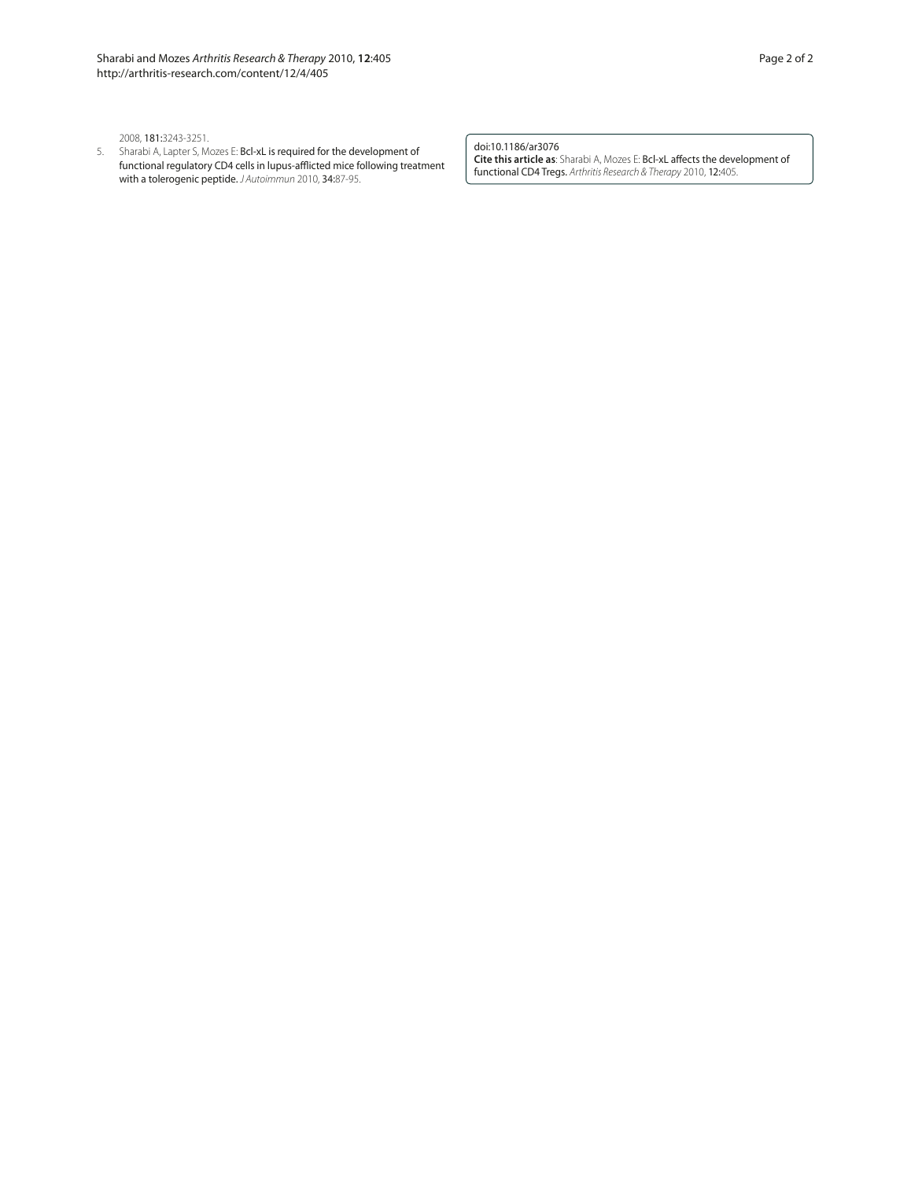2008, **181:**3243-3251.

5. Sharabi A, Lapter S, Mozes E: **Bcl-xL is required for the development of functional regulatory CD4 cells in lupus-afflicted mice following treatment with a tolerogenic peptide.** *J Autoimmun* 2010, **34:**87-95.

doi:10.1186/ar3076
**Cite this article as**: Sharabi A, Mozes E: **Bcl-xL affects the development of functional CD4 Tregs.** *Arthritis Research & Therapy* 2010, **12:**405.